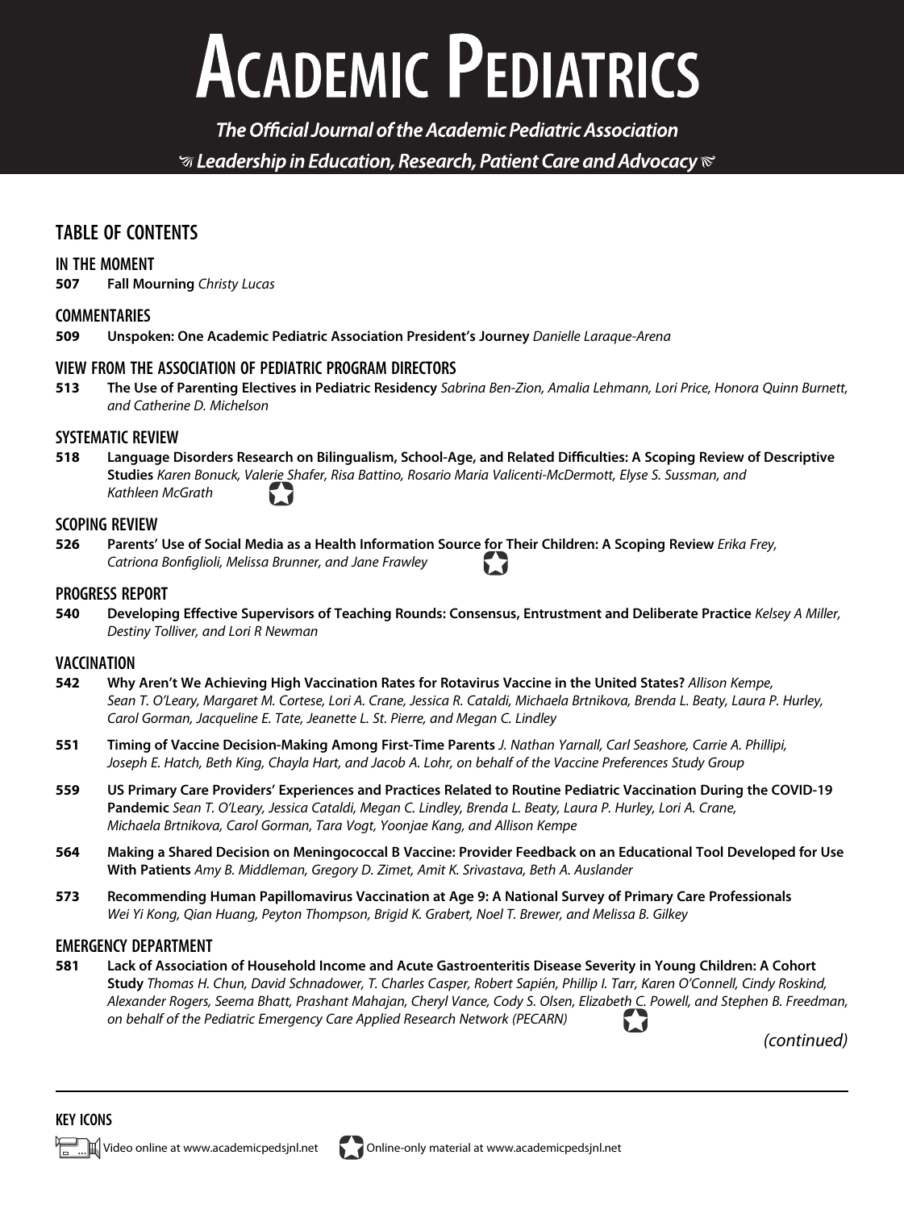# ACADEMIC PEDIATRICS

*The Official Journal of the Academic Pediatric Association*

*Leadership in Education, Research, Patient Care and Advocacy*

## TABLE OF CONTENTS

### IN THE MOMENT

**507** **Fall Mourning** *Christy Lucas*

### COMMENTARIES

**509** **Unspoken: One Academic Pediatric Association President's Journey** *Danielle Laraque-Arena*

### VIEW FROM THE ASSOCIATION OF PEDIATRIC PROGRAM DIRECTORS

**513** **The Use of Parenting Electives in Pediatric Residency** *Sabrina Ben-Zion, Amalia Lehmann, Lori Price, Honora Quinn Burnett, and Catherine D. Michelson*

### SYSTEMATIC REVIEW

**518** **Language Disorders Research on Bilingualism, School-Age, and Related Difficulties: A Scoping Review of Descriptive Studies** *Karen Bonuck, Valerie Shafer, Risa Battino, Rosario Maria Valicenti-McDermott, Elyse S. Sussman, and Kathleen McGrath*

### SCOPING REVIEW

**526** **Parents' Use of Social Media as a Health Information Source for Their Children: A Scoping Review** *Erika Frey, Catriona Bonfiglioli, Melissa Brunner, and Jane Frawley*

### PROGRESS REPORT

**540** **Developing Effective Supervisors of Teaching Rounds: Consensus, Entrustment and Deliberate Practice** *Kelsey A Miller, Destiny Tolliver, and Lori R Newman*

### VACCINATION

**542** **Why Aren't We Achieving High Vaccination Rates for Rotavirus Vaccine in the United States?** *Allison Kempe, Sean T. O'Leary, Margaret M. Cortese, Lori A. Crane, Jessica R. Cataldi, Michaela Brtnikova, Brenda L. Beaty, Laura P. Hurley, Carol Gorman, Jacqueline E. Tate, Jeanette L. St. Pierre, and Megan C. Lindley*

**551** **Timing of Vaccine Decision-Making Among First-Time Parents** *J. Nathan Yarnall, Carl Seashore, Carrie A. Phillipi, Joseph E. Hatch, Beth King, Chayla Hart, and Jacob A. Lohr, on behalf of the Vaccine Preferences Study Group*

**559** **US Primary Care Providers' Experiences and Practices Related to Routine Pediatric Vaccination During the COVID-19 Pandemic** *Sean T. O'Leary, Jessica Cataldi, Megan C. Lindley, Brenda L. Beaty, Laura P. Hurley, Lori A. Crane, Michaela Brtnikova, Carol Gorman, Tara Vogt, Yoonjae Kang, and Allison Kempe*

**564** **Making a Shared Decision on Meningococcal B Vaccine: Provider Feedback on an Educational Tool Developed for Use With Patients** *Amy B. Middleman, Gregory D. Zimet, Amit K. Srivastava, Beth A. Auslander*

**573** **Recommending Human Papillomavirus Vaccination at Age 9: A National Survey of Primary Care Professionals** *Wei Yi Kong, Qian Huang, Peyton Thompson, Brigid K. Grabert, Noel T. Brewer, and Melissa B. Gilkey*

### EMERGENCY DEPARTMENT

**581** **Lack of Association of Household Income and Acute Gastroenteritis Disease Severity in Young Children: A Cohort Study** *Thomas H. Chun, David Schnadower, T. Charles Casper, Robert Sapién, Phillip I. Tarr, Karen O'Connell, Cindy Roskind, Alexander Rogers, Seema Bhatt, Prashant Mahajan, Cheryl Vance, Cody S. Olsen, Elizabeth C. Powell, and Stephen B. Freedman, on behalf of the Pediatric Emergency Care Applied Research Network (PECARN)*

*(continued)*

---

**KEY ICONS**

Video online at www.academicpedsjnl.net

Online-only material at www.academicpedsjnl.net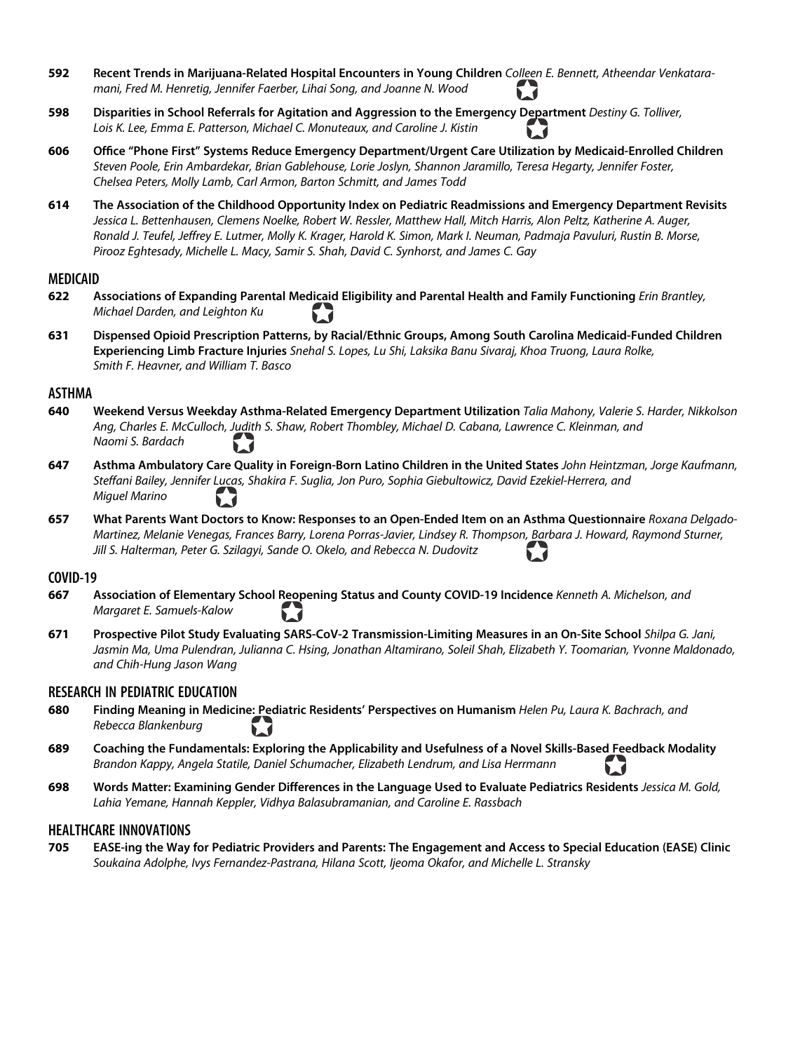**592** **Recent Trends in Marijuana-Related Hospital Encounters in Young Children** *Colleen E. Bennett, Atheendar Venkataramani, Fred M. Henretig, Jennifer Faerber, Lihai Song, and Joanne N. Wood*

**598** **Disparities in School Referrals for Agitation and Aggression to the Emergency Department** *Destiny G. Tolliver, Lois K. Lee, Emma E. Patterson, Michael C. Monuteaux, and Caroline J. Kistin*

**606** **Office "Phone First" Systems Reduce Emergency Department/Urgent Care Utilization by Medicaid-Enrolled Children** *Steven Poole, Erin Ambardekar, Brian Gablehouse, Lorie Joslyn, Shannon Jaramillo, Teresa Hegarty, Jennifer Foster, Chelsea Peters, Molly Lamb, Carl Armon, Barton Schmitt, and James Todd*

**614** **The Association of the Childhood Opportunity Index on Pediatric Readmissions and Emergency Department Revisits** *Jessica L. Bettenhausen, Clemens Noelke, Robert W. Ressler, Matthew Hall, Mitch Harris, Alon Peltz, Katherine A. Auger, Ronald J. Teufel, Jeffrey E. Lutmer, Molly K. Krager, Harold K. Simon, Mark I. Neuman, Padmaja Pavuluri, Rustin B. Morse, Pirooz Eghtesady, Michelle L. Macy, Samir S. Shah, David C. Synhorst, and James C. Gay*

## MEDICAID

**622** **Associations of Expanding Parental Medicaid Eligibility and Parental Health and Family Functioning** *Erin Brantley, Michael Darden, and Leighton Ku*

**631** **Dispensed Opioid Prescription Patterns, by Racial/Ethnic Groups, Among South Carolina Medicaid-Funded Children Experiencing Limb Fracture Injuries** *Snehal S. Lopes, Lu Shi, Laksika Banu Sivaraj, Khoa Truong, Laura Rolke, Smith F. Heavner, and William T. Basco*

## ASTHMA

**640** **Weekend Versus Weekday Asthma-Related Emergency Department Utilization** *Talia Mahony, Valerie S. Harder, Nikkolson Ang, Charles E. McCulloch, Judith S. Shaw, Robert Thombley, Michael D. Cabana, Lawrence C. Kleinman, and Naomi S. Bardach*

**647** **Asthma Ambulatory Care Quality in Foreign-Born Latino Children in the United States** *John Heintzman, Jorge Kaufmann, Steffani Bailey, Jennifer Lucas, Shakira F. Suglia, Jon Puro, Sophia Giebultowicz, David Ezekiel-Herrera, and Miguel Marino*

**657** **What Parents Want Doctors to Know: Responses to an Open-Ended Item on an Asthma Questionnaire** *Roxana Delgado-Martinez, Melanie Venegas, Frances Barry, Lorena Porras-Javier, Lindsey R. Thompson, Barbara J. Howard, Raymond Sturner, Jill S. Halterman, Peter G. Szilagyi, Sande O. Okelo, and Rebecca N. Dudovitz*

## COVID-19

**667** **Association of Elementary School Reopening Status and County COVID-19 Incidence** *Kenneth A. Michelson, and Margaret E. Samuels-Kalow*

**671** **Prospective Pilot Study Evaluating SARS-CoV-2 Transmission-Limiting Measures in an On-Site School** *Shilpa G. Jani, Jasmin Ma, Uma Pulendran, Julianna C. Hsing, Jonathan Altamirano, Soleil Shah, Elizabeth Y. Toomarian, Yvonne Maldonado, and Chih-Hung Jason Wang*

## RESEARCH IN PEDIATRIC EDUCATION

**680** **Finding Meaning in Medicine: Pediatric Residents' Perspectives on Humanism** *Helen Pu, Laura K. Bachrach, and Rebecca Blankenburg*

**689** **Coaching the Fundamentals: Exploring the Applicability and Usefulness of a Novel Skills-Based Feedback Modality** *Brandon Kappy, Angela Statile, Daniel Schumacher, Elizabeth Lendrum, and Lisa Herrmann*

**698** **Words Matter: Examining Gender Differences in the Language Used to Evaluate Pediatrics Residents** *Jessica M. Gold, Lahia Yemane, Hannah Keppler, Vidhya Balasubramanian, and Caroline E. Rassbach*

## HEALTHCARE INNOVATIONS

**705** **EASE-ing the Way for Pediatric Providers and Parents: The Engagement and Access to Special Education (EASE) Clinic** *Soukaina Adolphe, Ivys Fernandez-Pastrana, Hilana Scott, Ijeoma Okafor, and Michelle L. Stransky*